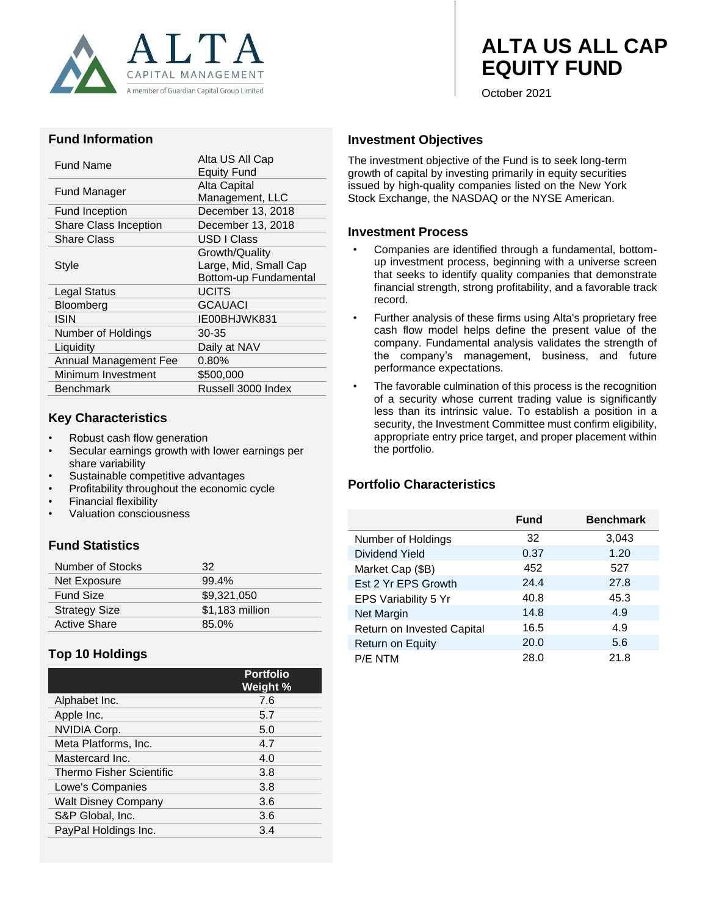ALTA CAPITAL MANAGEMENT
A member of Guardian Capital Group Limited

# ALTA US ALL CAP EQUITY FUND

October 2021

## Fund Information

| | |
|---|---|
| Fund Name | Alta US All Cap Equity Fund |
| Fund Manager | Alta Capital Management, LLC |
| Fund Inception | December 13, 2018 |
| Share Class Inception | December 13, 2018 |
| Share Class | USD I Class |
| Style | Growth/Quality<br>Large, Mid, Small Cap<br>Bottom-up Fundamental |
| Legal Status | UCITS |
| Bloomberg | GCAUACI |
| ISIN | IE00BHJWK831 |
| Number of Holdings | 30-35 |
| Liquidity | Daily at NAV |
| Annual Management Fee | 0.80% |
| Minimum Investment | $500,000 |
| Benchmark | Russell 3000 Index |

## Key Characteristics

- Robust cash flow generation
- Secular earnings growth with lower earnings per share variability
- Sustainable competitive advantages
- Profitability throughout the economic cycle
- Financial flexibility
- Valuation consciousness

## Fund Statistics

| | |
|---|---|
| Number of Stocks | 32 |
| Net Exposure | 99.4% |
| Fund Size | $9,321,050 |
| Strategy Size | $1,183 million |
| Active Share | 85.0% |

## Top 10 Holdings

| | Portfolio Weight % |
|---|---|
| Alphabet Inc. | 7.6 |
| Apple Inc. | 5.7 |
| NVIDIA Corp. | 5.0 |
| Meta Platforms, Inc. | 4.7 |
| Mastercard Inc. | 4.0 |
| Thermo Fisher Scientific | 3.8 |
| Lowe's Companies | 3.8 |
| Walt Disney Company | 3.6 |
| S&P Global, Inc. | 3.6 |
| PayPal Holdings Inc. | 3.4 |

## Investment Objectives

The investment objective of the Fund is to seek long-term growth of capital by investing primarily in equity securities issued by high-quality companies listed on the New York Stock Exchange, the NASDAQ or the NYSE American.

## Investment Process

- Companies are identified through a fundamental, bottom-up investment process, beginning with a universe screen that seeks to identify quality companies that demonstrate financial strength, strong profitability, and a favorable track record.
- Further analysis of these firms using Alta's proprietary free cash flow model helps define the present value of the company. Fundamental analysis validates the strength of the company's management, business, and future performance expectations.
- The favorable culmination of this process is the recognition of a security whose current trading value is significantly less than its intrinsic value. To establish a position in a security, the Investment Committee must confirm eligibility, appropriate entry price target, and proper placement within the portfolio.

## Portfolio Characteristics

| | Fund | Benchmark |
|---|---|---|
| Number of Holdings | 32 | 3,043 |
| Dividend Yield | 0.37 | 1.20 |
| Market Cap ($B) | 452 | 527 |
| Est 2 Yr EPS Growth | 24.4 | 27.8 |
| EPS Variability 5 Yr | 40.8 | 45.3 |
| Net Margin | 14.8 | 4.9 |
| Return on Invested Capital | 16.5 | 4.9 |
| Return on Equity | 20.0 | 5.6 |
| P/E NTM | 28.0 | 21.8 |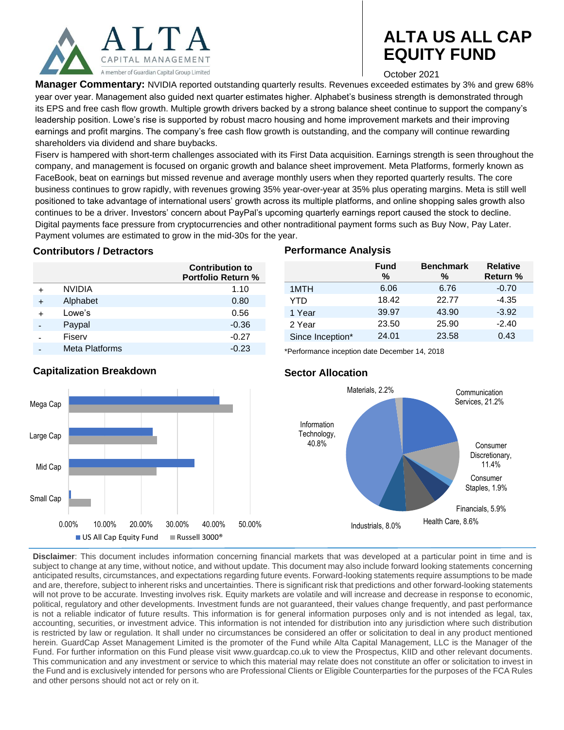# ALTA US ALL CAP EQUITY FUND

October 2021

**Manager Commentary:** NVIDIA reported outstanding quarterly results. Revenues exceeded estimates by 3% and grew 68% year over year. Management also guided next quarter estimates higher. Alphabet's business strength is demonstrated through its EPS and free cash flow growth. Multiple growth drivers backed by a strong balance sheet continue to support the company's leadership position. Lowe's rise is supported by robust macro housing and home improvement markets and their improving earnings and profit margins. The company's free cash flow growth is outstanding, and the company will continue rewarding shareholders via dividend and share buybacks.

Fiserv is hampered with short-term challenges associated with its First Data acquisition. Earnings strength is seen throughout the company, and management is focused on organic growth and balance sheet improvement. Meta Platforms, formerly known as FaceBook, beat on earnings but missed revenue and average monthly users when they reported quarterly results. The core business continues to grow rapidly, with revenues growing 35% year-over-year at 35% plus operating margins. Meta is still well positioned to take advantage of international users' growth across its multiple platforms, and online shopping sales growth also continues to be a driver. Investors' concern about PayPal's upcoming quarterly earnings report caused the stock to decline. Digital payments face pressure from cryptocurrencies and other nontraditional payment forms such as Buy Now, Pay Later. Payment volumes are estimated to grow in the mid-30s for the year.

## Contributors / Detractors

| | | Contribution to Portfolio Return % |
|---|---|---|
| + | NVIDIA | 1.10 |
| + | Alphabet | 0.80 |
| + | Lowe's | 0.56 |
| - | Paypal | -0.36 |
| - | Fiserv | -0.27 |
| - | Meta Platforms | -0.23 |

## Performance Analysis

| | Fund % | Benchmark % | Relative Return % |
|---|---|---|---|
| 1MTH | 6.06 | 6.76 | -0.70 |
| YTD | 18.42 | 22.77 | -4.35 |
| 1 Year | 39.97 | 43.90 | -3.92 |
| 2 Year | 23.50 | 25.90 | -2.40 |
| Since Inception* | 24.01 | 23.58 | 0.43 |

*Performance inception date December 14, 2018

## Capitalization Breakdown

Mega Cap
Large Cap
Mid Cap
Small Cap

0.00% 10.00% 20.00% 30.00% 40.00% 50.00%

US All Cap Equity Fund   Russell 3000®

## Sector Allocation

Materials, 2.2%
Communication Services, 21.2%
Consumer Discretionary, 11.4%
Consumer Staples, 1.9%
Financials, 5.9%
Health Care, 8.6%
Industrials, 8.0%
Information Technology, 40.8%

**Disclaimer**: This document includes information concerning financial markets that was developed at a particular point in time and is subject to change at any time, without notice, and without update. This document may also include forward looking statements concerning anticipated results, circumstances, and expectations regarding future events. Forward-looking statements require assumptions to be made and are, therefore, subject to inherent risks and uncertainties. There is significant risk that predictions and other forward-looking statements will not prove to be accurate. Investing involves risk. Equity markets are volatile and will increase and decrease in response to economic, political, regulatory and other developments. Investment funds are not guaranteed, their values change frequently, and past performance is not a reliable indicator of future results. This information is for general information purposes only and is not intended as legal, tax, accounting, securities, or investment advice. This information is not intended for distribution into any jurisdiction where such distribution is restricted by law or regulation. It shall under no circumstances be considered an offer or solicitation to deal in any product mentioned herein. GuardCap Asset Management Limited is the promoter of the Fund while Alta Capital Management, LLC is the Manager of the Fund. For further information on this Fund please visit www.guardcap.co.uk to view the Prospectus, KIID and other relevant documents. This communication and any investment or service to which this material may relate does not constitute an offer or solicitation to invest in the Fund and is exclusively intended for persons who are Professional Clients or Eligible Counterparties for the purposes of the FCA Rules and other persons should not act or rely on it.